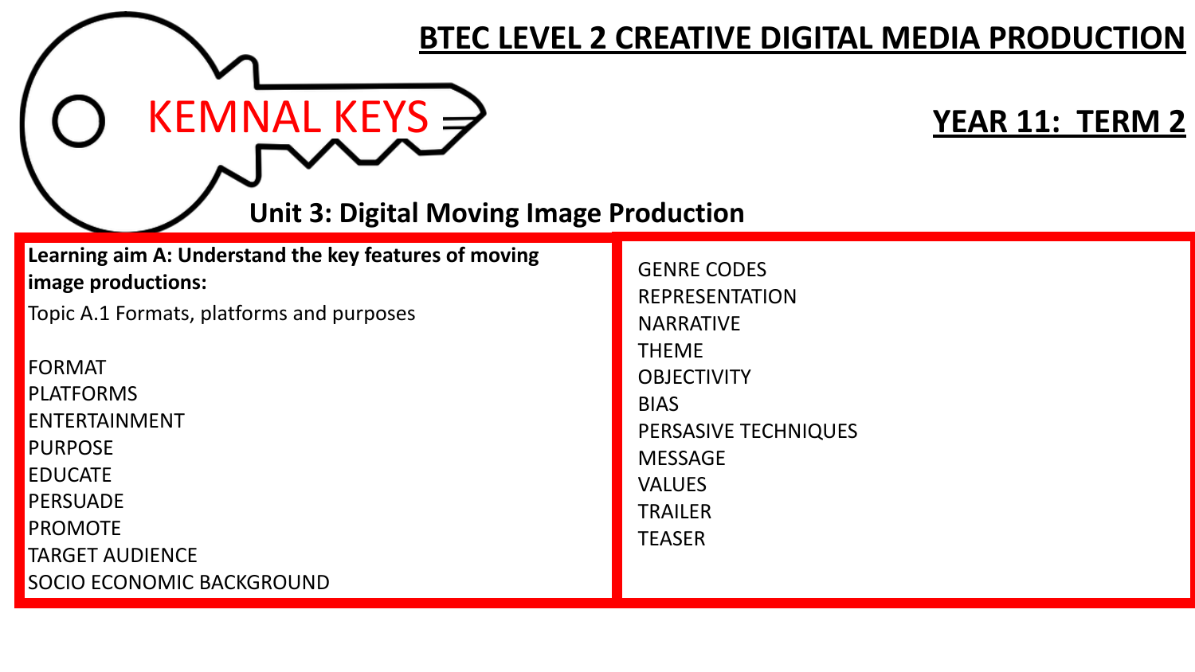# BTEC LEVEL 2 CREATIVE DIGITAL MEDIA PRODUCTION

KEMNAL KEYS

## YEAR 11: TERM 2

### Unit 3: Digital Moving Image Production

**Learning aim A: Understand the key features of moving image productions:**

Topic A.1 Formats, platforms and purposes

FORMAT
PLATFORMS
ENTERTAINMENT
PURPOSE
EDUCATE
PERSUADE
PROMOTE
TARGET AUDIENCE
SOCIO ECONOMIC BACKGROUND

GENRE CODES
REPRESENTATION
NARRATIVE
THEME
OBJECTIVITY
BIAS
PERSASIVE TECHNIQUES
MESSAGE
VALUES
TRAILER
TEASER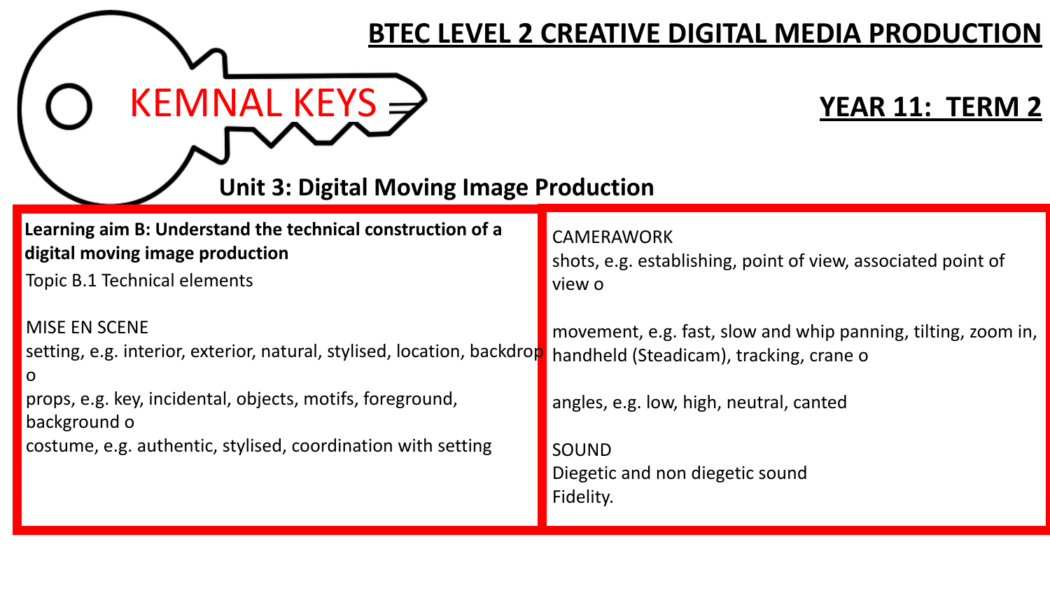KEMNAL KEYS

# BTEC LEVEL 2 CREATIVE DIGITAL MEDIA PRODUCTION

## YEAR 11: TERM 2

## Unit 3: Digital Moving Image Production

**Learning aim B: Understand the technical construction of a digital moving image production**

Topic B.1 Technical elements

MISE EN SCENE

setting, e.g. interior, exterior, natural, stylised, location, backdrop o

props, e.g. key, incidental, objects, motifs, foreground, background o

costume, e.g. authentic, stylised, coordination with setting

CAMERAWORK

shots, e.g. establishing, point of view, associated point of view o

movement, e.g. fast, slow and whip panning, tilting, zoom in, handheld (Steadicam), tracking, crane o

angles, e.g. low, high, neutral, canted

SOUND

Diegetic and non diegetic sound

Fidelity.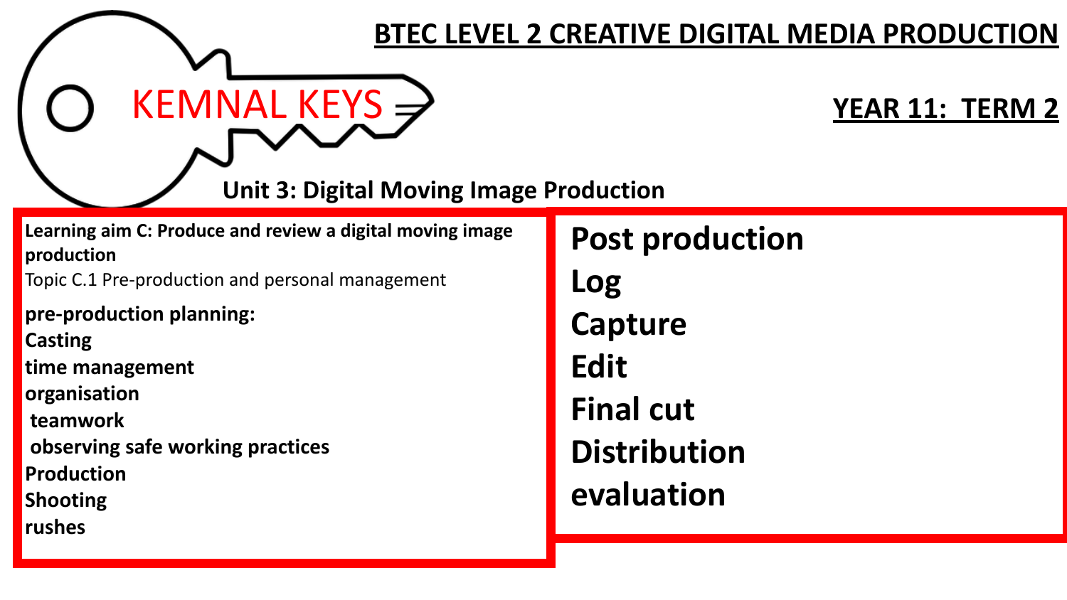KEMNAL KEYS

# BTEC LEVEL 2 CREATIVE DIGITAL MEDIA PRODUCTION

## YEAR 11: TERM 2

### Unit 3: Digital Moving Image Production

**Learning aim C: Produce and review a digital moving image production**

Topic C.1 Pre-production and personal management

**pre-production planning:**

**Casting**

**time management**

**organisation**

**teamwork**

**observing safe working practices**

**Production**

**Shooting**

**rushes**

**Post production**

**Log**

**Capture**

**Edit**

**Final cut**

**Distribution**

**evaluation**